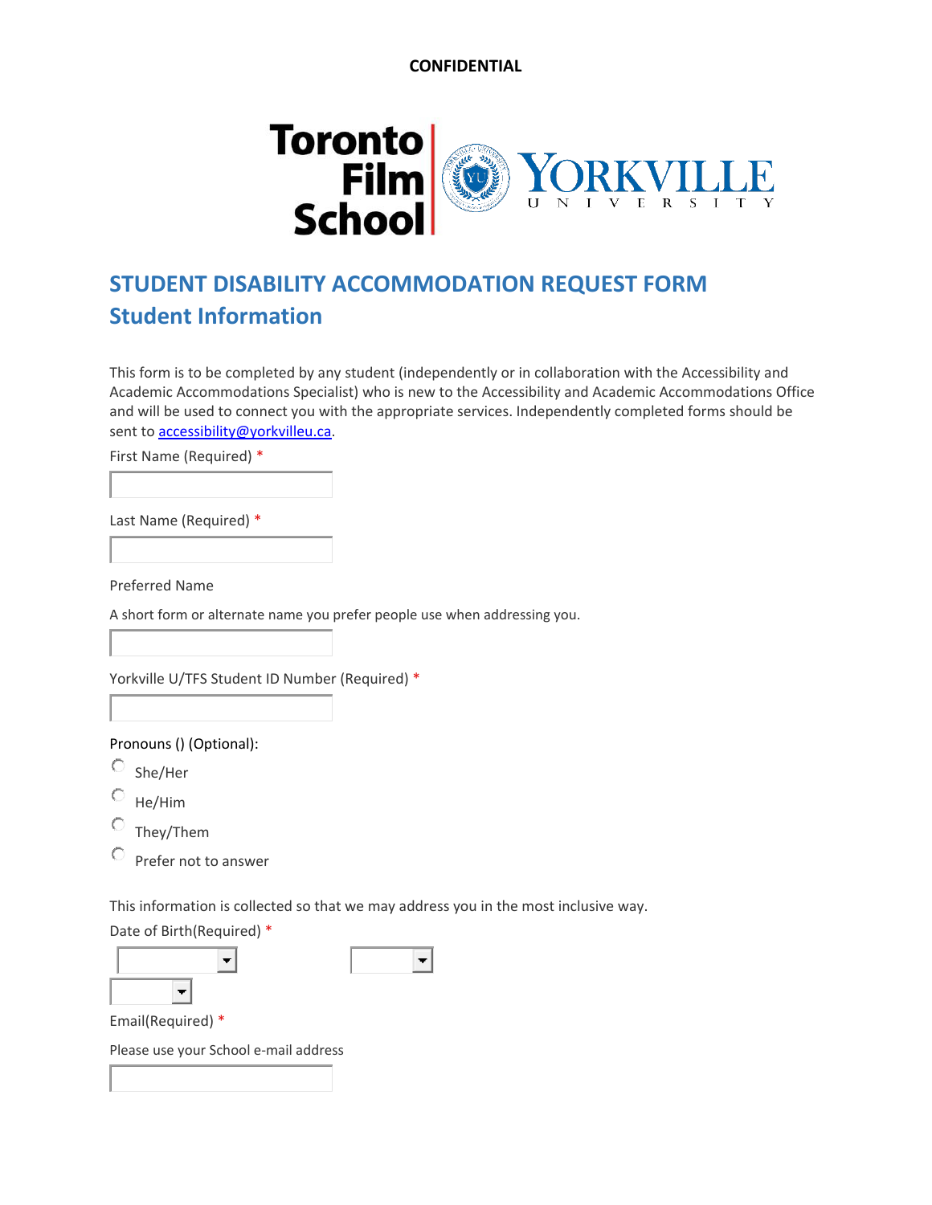**CONFIDENTIAL**

Toronto Film School | YORKVILLE UNIVERSITY

# STUDENT DISABILITY ACCOMMODATION REQUEST FORM

## Student Information

This form is to be completed by any student (independently or in collaboration with the Accessibility and Academic Accommodations Specialist) who is new to the Accessibility and Academic Accommodations Office and will be used to connect you with the appropriate services. Independently completed forms should be sent to [accessibility@yorkvilleu.ca](mailto:accessibility@yorkvilleu.ca).

First Name (Required) *

Last Name (Required) *

Preferred Name

A short form or alternate name you prefer people use when addressing you.

Yorkville U/TFS Student ID Number (Required) *

Pronouns () (Optional):

- ○ She/Her
- ○ He/Him
- ○ They/Them
- ○ Prefer not to answer

This information is collected so that we may address you in the most inclusive way.

Date of Birth(Required) *

Email(Required) *

Please use your School e-mail address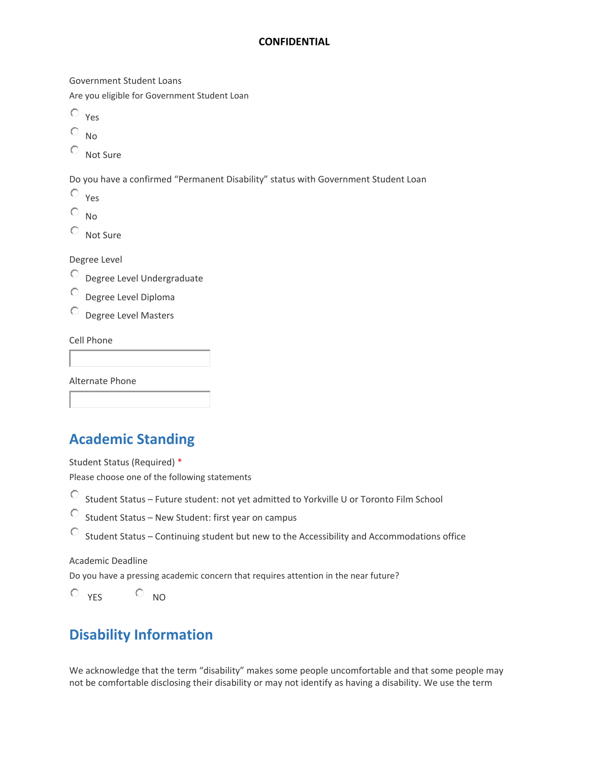**CONFIDENTIAL**

Government Student Loans

Are you eligible for Government Student Loan

- ○ Yes
- ○ No
- ○ Not Sure

Do you have a confirmed "Permanent Disability" status with Government Student Loan

- ○ Yes
- ○ No
- ○ Not Sure

Degree Level

- ○ Degree Level Undergraduate
- ○ Degree Level Diploma
- ○ Degree Level Masters

Cell Phone

\_\_\_\_\_\_\_\_\_\_\_\_\_\_\_\_\_\_\_\_

Alternate Phone

\_\_\_\_\_\_\_\_\_\_\_\_\_\_\_\_\_\_\_\_

## Academic Standing

Student Status (Required) *

Please choose one of the following statements

- ○ Student Status – Future student: not yet admitted to Yorkville U or Toronto Film School
- ○ Student Status – New Student: first year on campus
- ○ Student Status – Continuing student but new to the Accessibility and Accommodations office

Academic Deadline

Do you have a pressing academic concern that requires attention in the near future?

○ YES ○ NO

## Disability Information

We acknowledge that the term "disability" makes some people uncomfortable and that some people may not be comfortable disclosing their disability or may not identify as having a disability. We use the term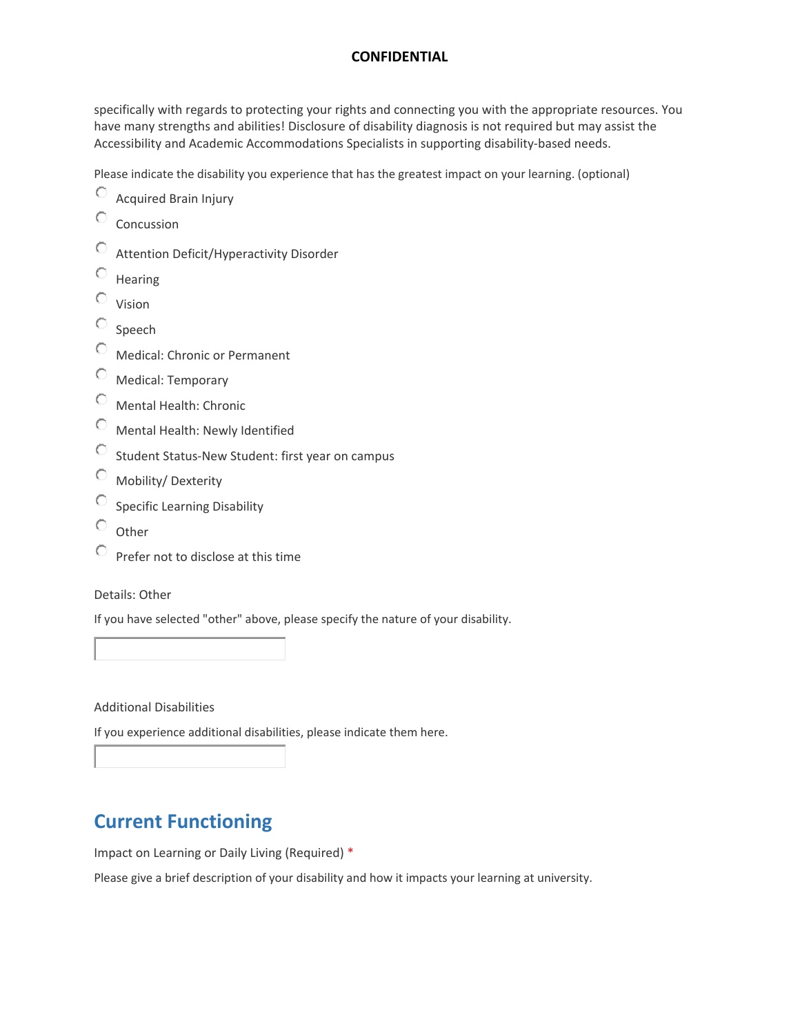**CONFIDENTIAL**

specifically with regards to protecting your rights and connecting you with the appropriate resources. You have many strengths and abilities! Disclosure of disability diagnosis is not required but may assist the Accessibility and Academic Accommodations Specialists in supporting disability-based needs.

Please indicate the disability you experience that has the greatest impact on your learning. (optional)

- ○ Acquired Brain Injury
- ○ Concussion
- ○ Attention Deficit/Hyperactivity Disorder
- ○ Hearing
- ○ Vision
- ○ Speech
- ○ Medical: Chronic or Permanent
- ○ Medical: Temporary
- ○ Mental Health: Chronic
- ○ Mental Health: Newly Identified
- ○ Student Status-New Student: first year on campus
- ○ Mobility/ Dexterity
- ○ Specific Learning Disability
- ○ Other
- ○ Prefer not to disclose at this time

Details: Other

If you have selected "other" above, please specify the nature of your disability.

Additional Disabilities

If you experience additional disabilities, please indicate them here.

## Current Functioning

Impact on Learning or Daily Living (Required) *

Please give a brief description of your disability and how it impacts your learning at university.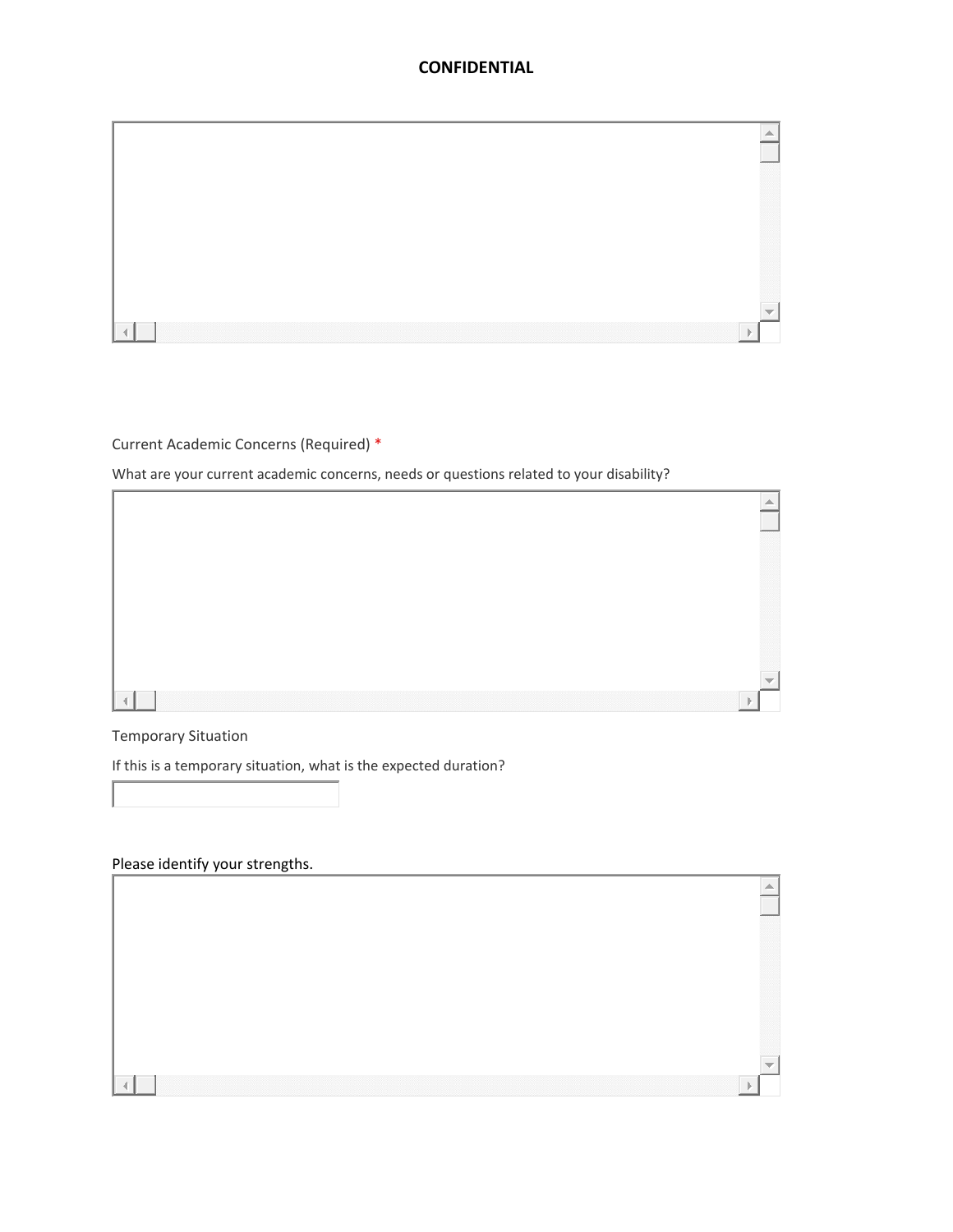**CONFIDENTIAL**

Current Academic Concerns (Required) *

What are your current academic concerns, needs or questions related to your disability?

Temporary Situation

If this is a temporary situation, what is the expected duration?

Please identify your strengths.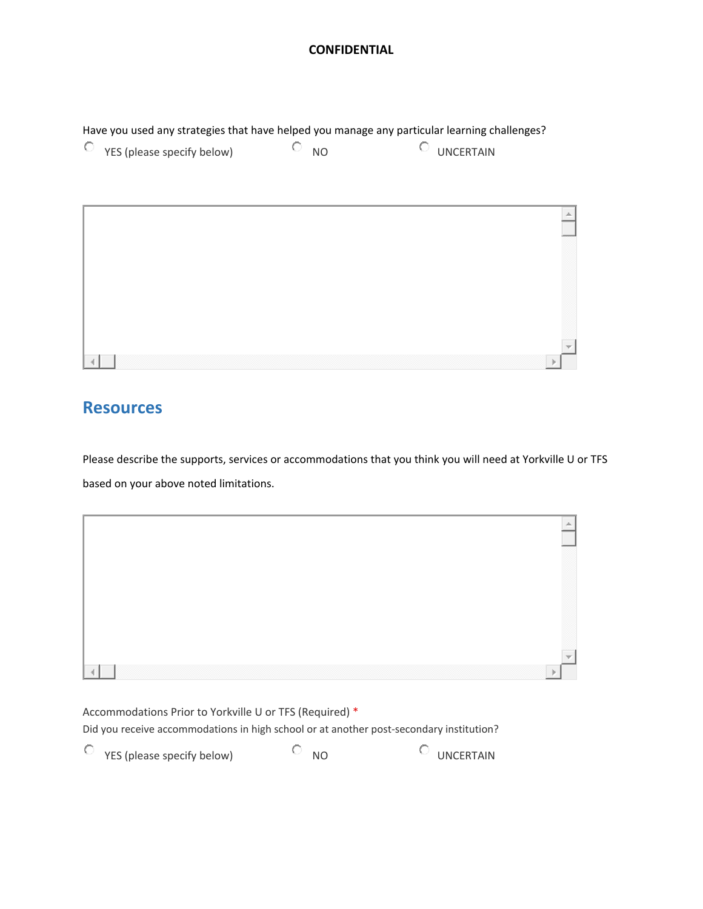**CONFIDENTIAL**

Have you used any strategies that have helped you manage any particular learning challenges?

- YES (please specify below)
- NO
- UNCERTAIN

## Resources

Please describe the supports, services or accommodations that you think you will need at Yorkville U or TFS based on your above noted limitations.

Accommodations Prior to Yorkville U or TFS (Required) *

Did you receive accommodations in high school or at another post-secondary institution?

- YES (please specify below)
- NO
- UNCERTAIN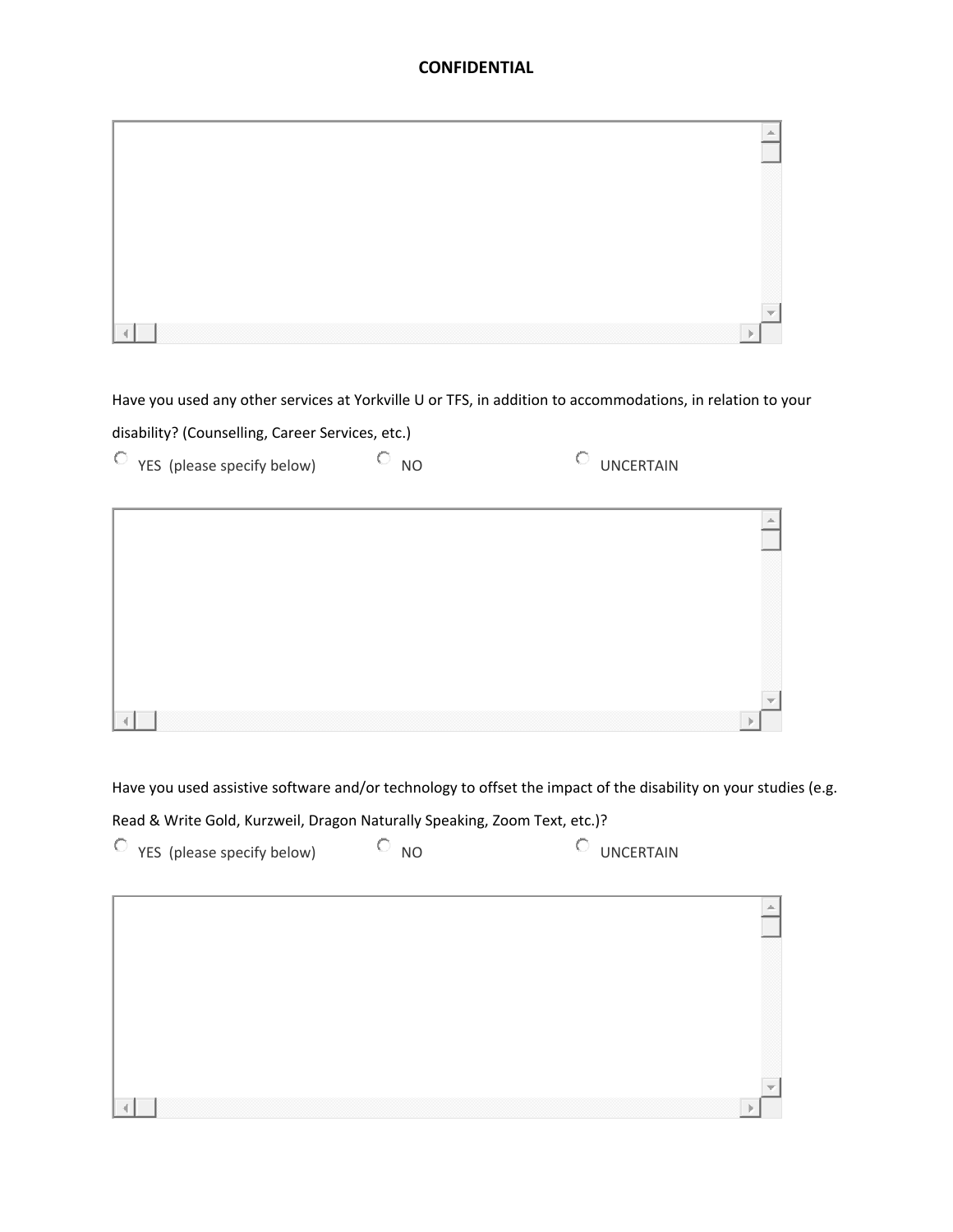**CONFIDENTIAL**

Have you used any other services at Yorkville U or TFS, in addition to accommodations, in relation to your disability? (Counselling, Career Services, etc.)

○ YES (please specify below) ○ NO ○ UNCERTAIN

Have you used assistive software and/or technology to offset the impact of the disability on your studies (e.g. Read & Write Gold, Kurzweil, Dragon Naturally Speaking, Zoom Text, etc.)?

○ YES (please specify below) ○ NO ○ UNCERTAIN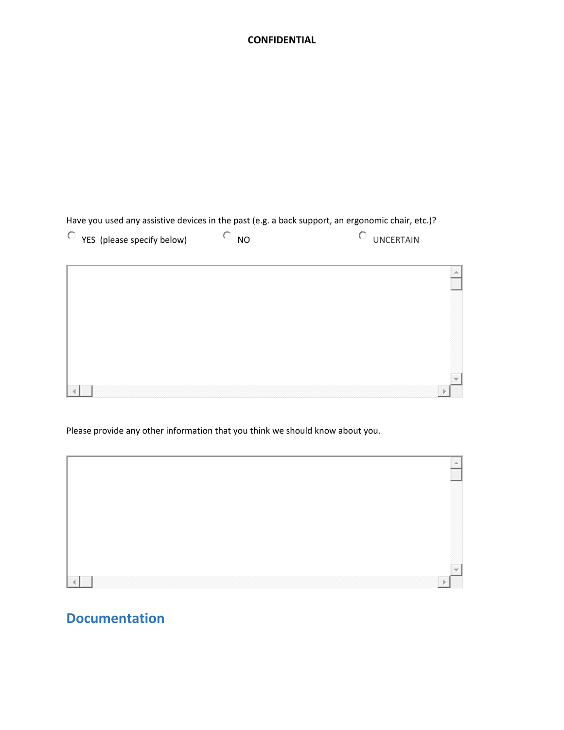**CONFIDENTIAL**

Have you used any assistive devices in the past (e.g. a back support, an ergonomic chair, etc.)?

○ YES (please specify below) ○ NO ○ UNCERTAIN

Please provide any other information that you think we should know about you.

## Documentation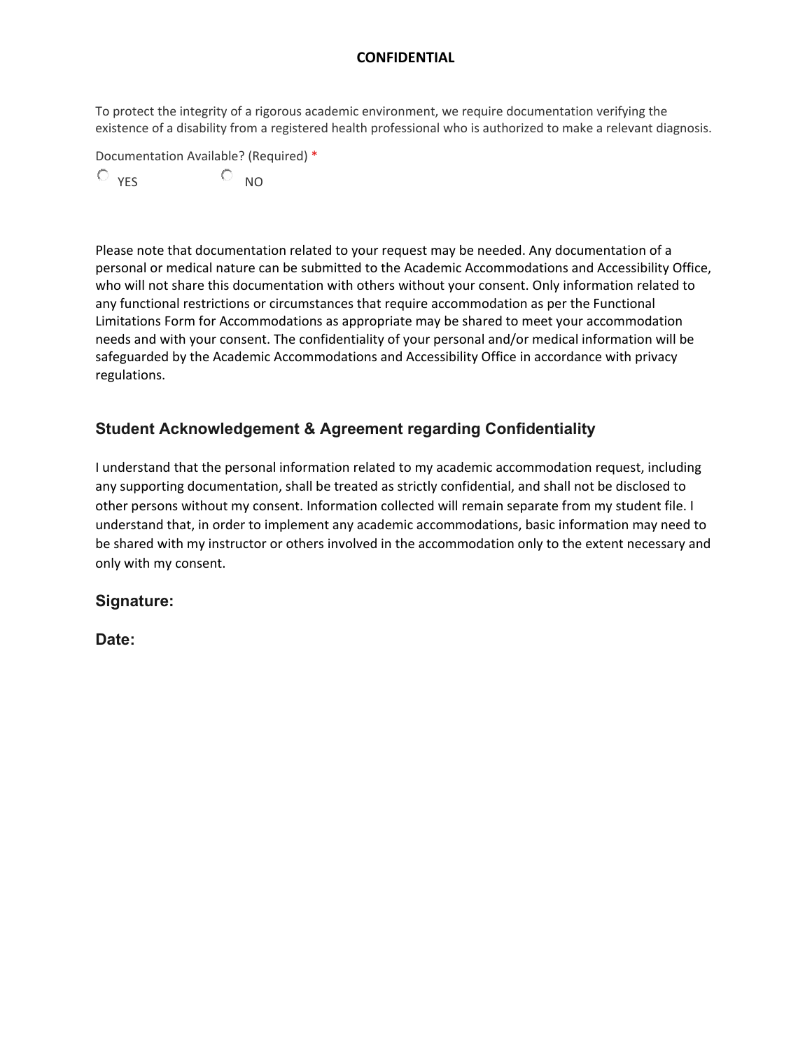**CONFIDENTIAL**

To protect the integrity of a rigorous academic environment, we require documentation verifying the existence of a disability from a registered health professional who is authorized to make a relevant diagnosis.

Documentation Available? (Required) *

○ YES ○ NO

Please note that documentation related to your request may be needed. Any documentation of a personal or medical nature can be submitted to the Academic Accommodations and Accessibility Office, who will not share this documentation with others without your consent. Only information related to any functional restrictions or circumstances that require accommodation as per the Functional Limitations Form for Accommodations as appropriate may be shared to meet your accommodation needs and with your consent. The confidentiality of your personal and/or medical information will be safeguarded by the Academic Accommodations and Accessibility Office in accordance with privacy regulations.

### Student Acknowledgement & Agreement regarding Confidentiality

I understand that the personal information related to my academic accommodation request, including any supporting documentation, shall be treated as strictly confidential, and shall not be disclosed to other persons without my consent. Information collected will remain separate from my student file. I understand that, in order to implement any academic accommodations, basic information may need to be shared with my instructor or others involved in the accommodation only to the extent necessary and only with my consent.

**Signature:**

**Date:**